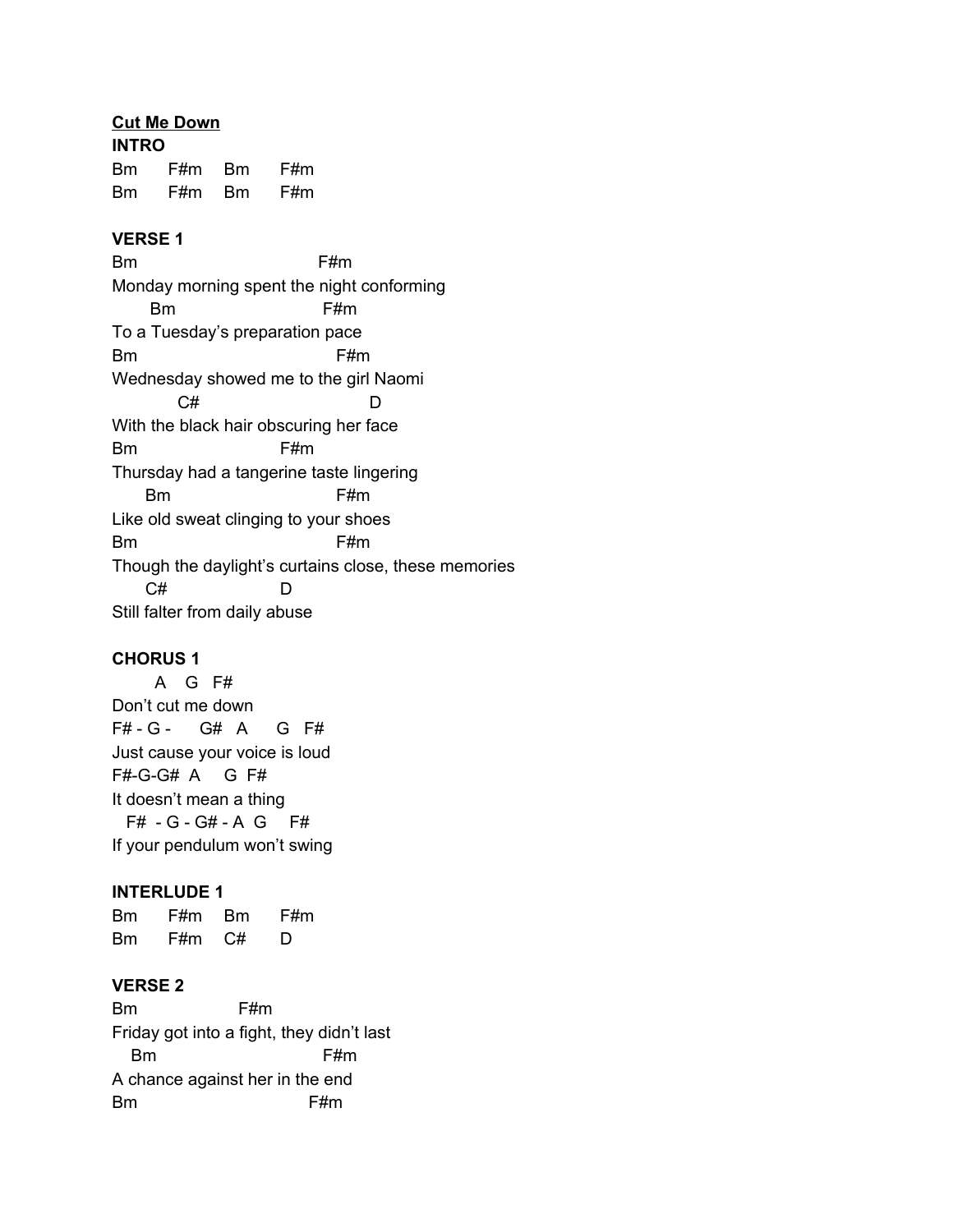**Cut Me Down**

**INTRO**

```
Bm      F#m    Bm      F#m
Bm      F#m    Bm      F#m
```

**VERSE 1**

```
Bm                              F#m
Monday morning spent the night conforming
       Bm                        F#m
To a Tuesday's preparation pace
Bm                                 F#m
Wednesday showed me to the girl Naomi
            C#                               D
With the black hair obscuring her face
Bm                        F#m
Thursday had a tangerine taste lingering
      Bm                           F#m
Like old sweat clinging to your shoes
Bm                                 F#m
Though the daylight's curtains close, these memories
      C#                   D
Still falter from daily abuse
```

**CHORUS 1**

```
       A    G   F#
Don't cut me down
F# - G -      G#   A      G   F#
Just cause your voice is loud
F#-G-G#  A     G  F#
It doesn't mean a thing
  F#  - G - G# - A  G     F#
If your pendulum won't swing
```

**INTERLUDE 1**

```
Bm      F#m    Bm      F#m
Bm      F#m    C#      D
```

**VERSE 2**

```
Bm                  F#m
Friday got into a fight, they didn't last
   Bm                            F#m
A chance against her in the end
Bm                            F#m
```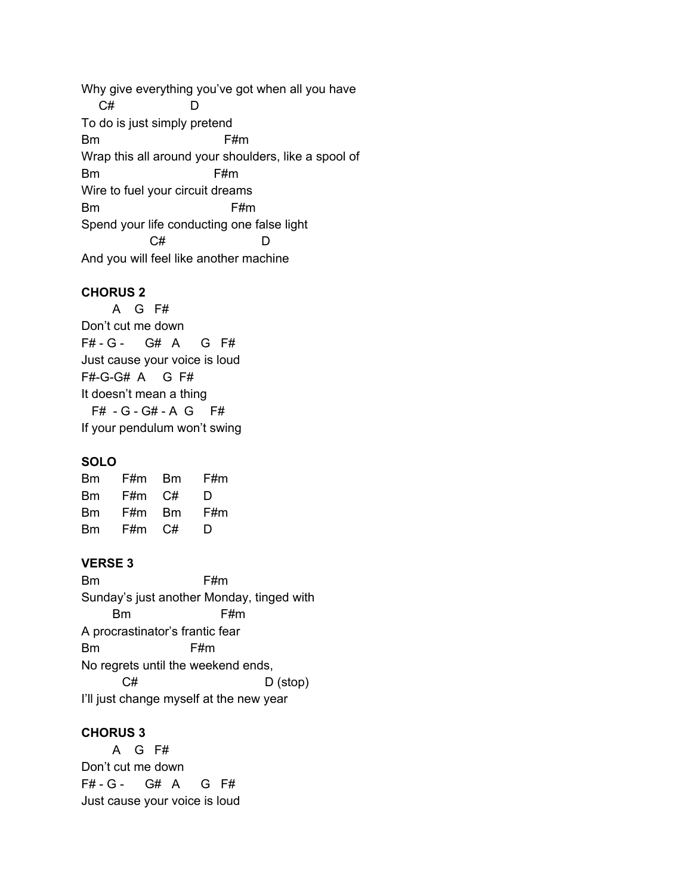```
Why give everything you've got when all you have
    C#                  D
To do is just simply pretend
Bm                              F#m
Wrap this all around your shoulders, like a spool of
Bm                           F#m
Wire to fuel your circuit dreams
Bm                                F#m
Spend your life conducting one false light
                  C#                        D
And you will feel like another machine
```

**CHORUS 2**

```
        A    G   F#
Don't cut me down
F# - G -      G#   A      G   F#
Just cause your voice is loud
F#-G-G#  A     G  F#
It doesn't mean a thing
   F#  - G - G# - A  G     F#
If your pendulum won't swing
```

**SOLO**

```
Bm      F#m    Bm      F#m
Bm      F#m    C#      D
Bm      F#m    Bm      F#m
Bm      F#m    C#      D
```

**VERSE 3**

```
Bm                        F#m
Sunday's just another Monday, tinged with
        Bm                         F#m
A procrastinator's frantic fear
Bm                          F#m
No regrets until the weekend ends,
          C#                                D (stop)
I'll just change myself at the new year
```

**CHORUS 3**

```
        A    G   F#
Don't cut me down
F# - G -      G#   A      G   F#
Just cause your voice is loud
```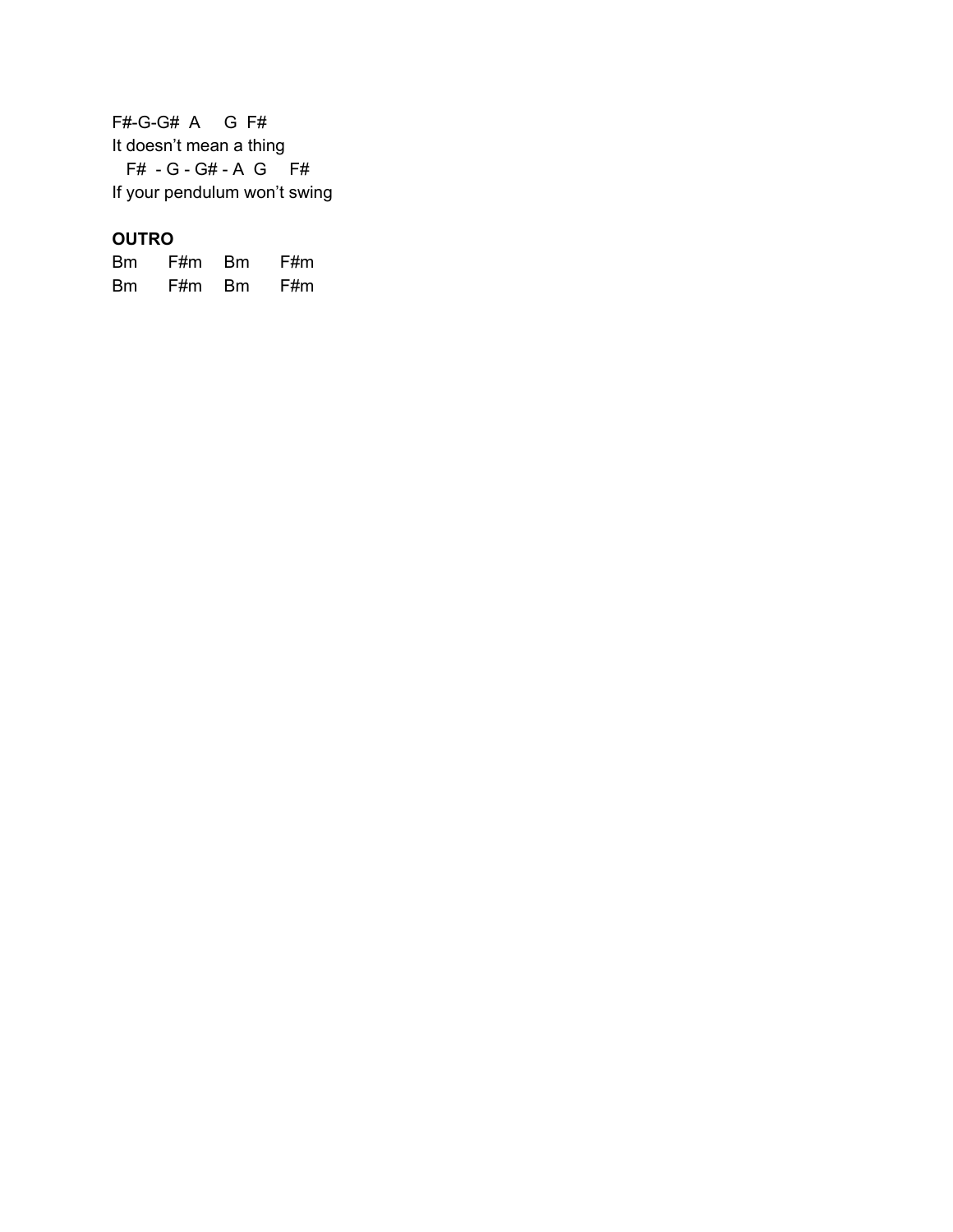```
F#-G-G#  A     G  F#
It doesn't mean a thing
   F#  - G - G# - A  G     F#
If your pendulum won't swing
```

**OUTRO**

```
Bm      F#m    Bm      F#m
Bm      F#m    Bm      F#m
```